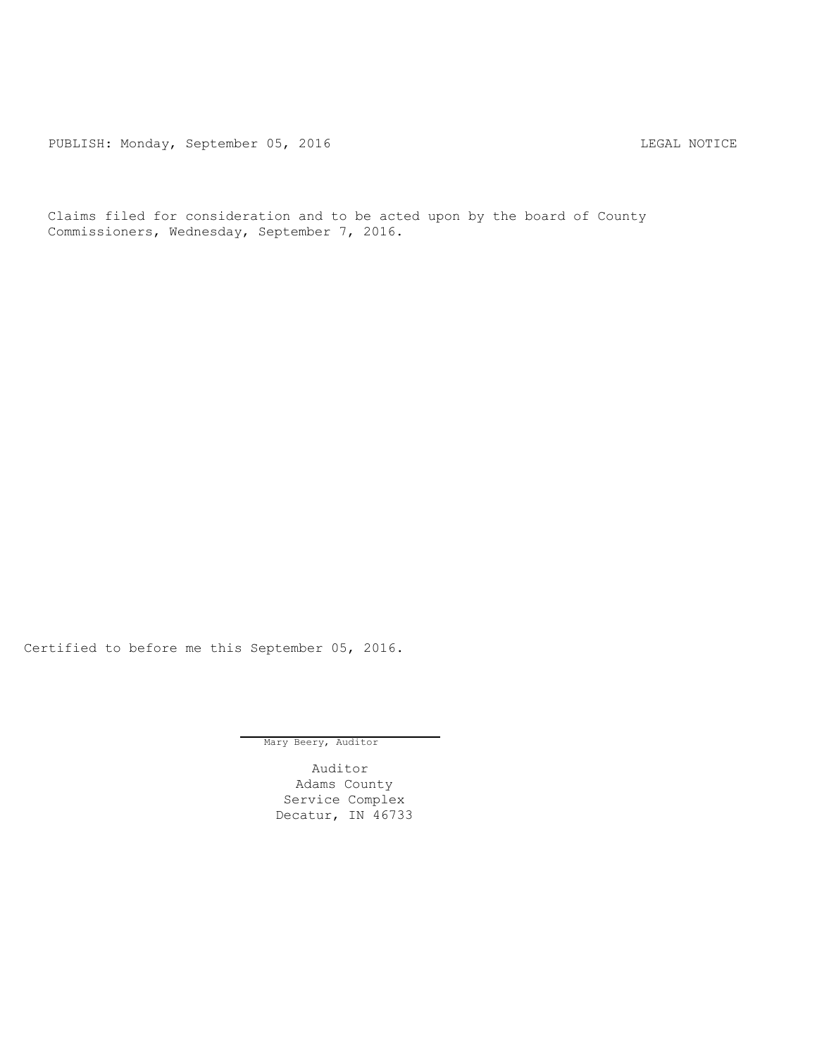PUBLISH: Monday, September 05, 2016 LEGAL NOTICE

Claims filed for consideration and to be acted upon by the board of County Commissioners, Wednesday, September 7, 2016.

Certified to before me this September 05, 2016.

Mary Beery, Auditor

Auditor
Adams County
Service Complex
Decatur, IN 46733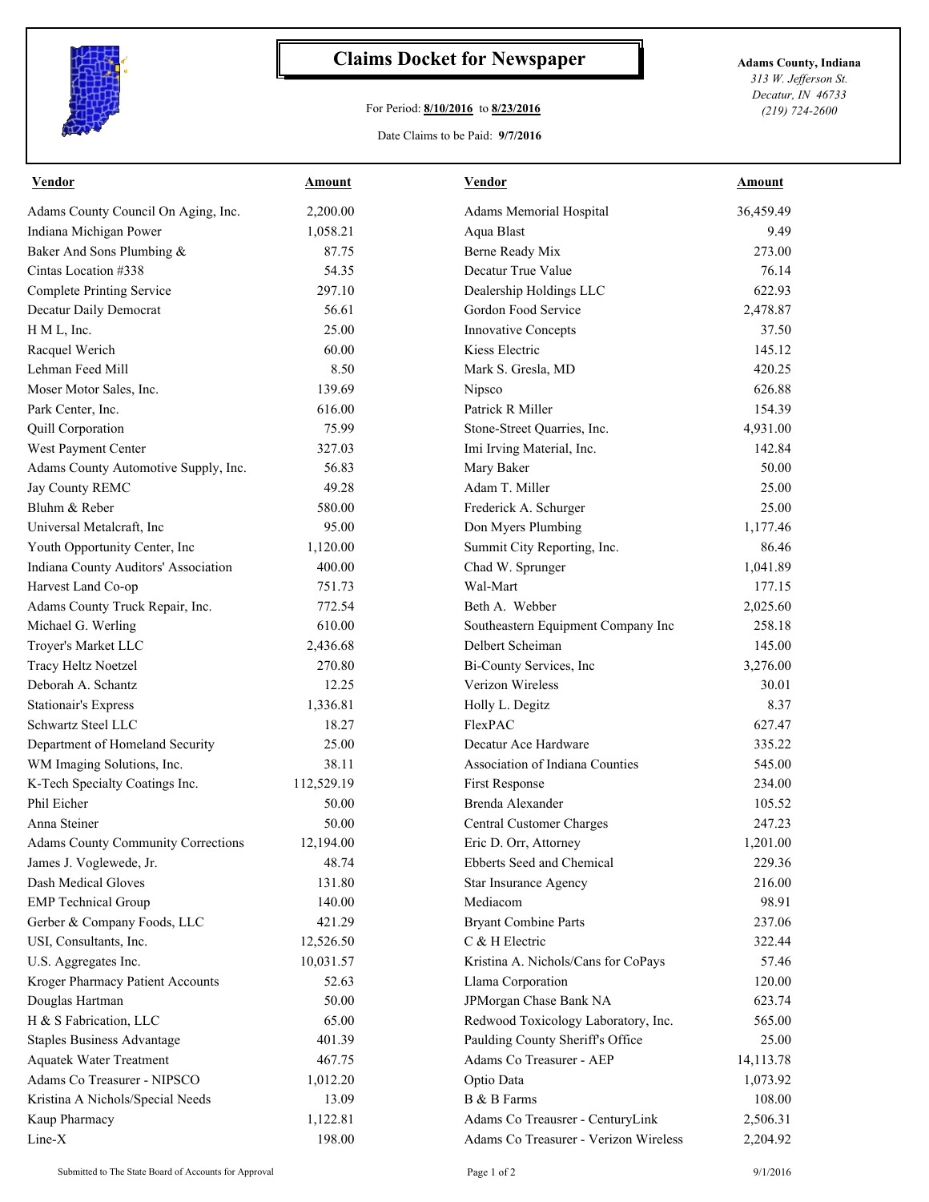# Claims Docket for Newspaper

For Period: **8/10/2016** to **8/23/2016**

Date Claims to be Paid: **9/7/2016**

**Adams County, Indiana**
*313 W. Jefferson St.*
*Decatur, IN 46733*
*(219) 724-2600*

| Vendor | Amount | Vendor | Amount |
|---|---|---|---|
| Adams County Council On Aging, Inc. | 2,200.00 | Adams Memorial Hospital | 36,459.49 |
| Indiana Michigan Power | 1,058.21 | Aqua Blast | 9.49 |
| Baker And Sons Plumbing & | 87.75 | Berne Ready Mix | 273.00 |
| Cintas Location #338 | 54.35 | Decatur True Value | 76.14 |
| Complete Printing Service | 297.10 | Dealership Holdings LLC | 622.93 |
| Decatur Daily Democrat | 56.61 | Gordon Food Service | 2,478.87 |
| H M L, Inc. | 25.00 | Innovative Concepts | 37.50 |
| Racquel Werich | 60.00 | Kiess Electric | 145.12 |
| Lehman Feed Mill | 8.50 | Mark S. Gresla, MD | 420.25 |
| Moser Motor Sales, Inc. | 139.69 | Nipsco | 626.88 |
| Park Center, Inc. | 616.00 | Patrick R Miller | 154.39 |
| Quill Corporation | 75.99 | Stone-Street Quarries, Inc. | 4,931.00 |
| West Payment Center | 327.03 | Imi Irving Material, Inc. | 142.84 |
| Adams County Automotive Supply, Inc. | 56.83 | Mary Baker | 50.00 |
| Jay County REMC | 49.28 | Adam T. Miller | 25.00 |
| Bluhm & Reber | 580.00 | Frederick A. Schurger | 25.00 |
| Universal Metalcraft, Inc | 95.00 | Don Myers Plumbing | 1,177.46 |
| Youth Opportunity Center, Inc | 1,120.00 | Summit City Reporting, Inc. | 86.46 |
| Indiana County Auditors' Association | 400.00 | Chad W. Sprunger | 1,041.89 |
| Harvest Land Co-op | 751.73 | Wal-Mart | 177.15 |
| Adams County Truck Repair, Inc. | 772.54 | Beth A. Webber | 2,025.60 |
| Michael G. Werling | 610.00 | Southeastern Equipment Company Inc | 258.18 |
| Troyer's Market LLC | 2,436.68 | Delbert Scheiman | 145.00 |
| Tracy Heltz Noetzel | 270.80 | Bi-County Services, Inc | 3,276.00 |
| Deborah A. Schantz | 12.25 | Verizon Wireless | 30.01 |
| Stationair's Express | 1,336.81 | Holly L. Degitz | 8.37 |
| Schwartz Steel LLC | 18.27 | FlexPAC | 627.47 |
| Department of Homeland Security | 25.00 | Decatur Ace Hardware | 335.22 |
| WM Imaging Solutions, Inc. | 38.11 | Association of Indiana Counties | 545.00 |
| K-Tech Specialty Coatings Inc. | 112,529.19 | First Response | 234.00 |
| Phil Eicher | 50.00 | Brenda Alexander | 105.52 |
| Anna Steiner | 50.00 | Central Customer Charges | 247.23 |
| Adams County Community Corrections | 12,194.00 | Eric D. Orr, Attorney | 1,201.00 |
| James J. Voglewede, Jr. | 48.74 | Ebberts Seed and Chemical | 229.36 |
| Dash Medical Gloves | 131.80 | Star Insurance Agency | 216.00 |
| EMP Technical Group | 140.00 | Mediacom | 98.91 |
| Gerber & Company Foods, LLC | 421.29 | Bryant Combine Parts | 237.06 |
| USI, Consultants, Inc. | 12,526.50 | C & H Electric | 322.44 |
| U.S. Aggregates Inc. | 10,031.57 | Kristina A. Nichols/Cans for CoPays | 57.46 |
| Kroger Pharmacy Patient Accounts | 52.63 | Llama Corporation | 120.00 |
| Douglas Hartman | 50.00 | JPMorgan Chase Bank NA | 623.74 |
| H & S Fabrication, LLC | 65.00 | Redwood Toxicology Laboratory, Inc. | 565.00 |
| Staples Business Advantage | 401.39 | Paulding County Sheriff's Office | 25.00 |
| Aquatek Water Treatment | 467.75 | Adams Co Treasurer - AEP | 14,113.78 |
| Adams Co Treasurer - NIPSCO | 1,012.20 | Optio Data | 1,073.92 |
| Kristina A Nichols/Special Needs | 13.09 | B & B Farms | 108.00 |
| Kaup Pharmacy | 1,122.81 | Adams Co Treausrer - CenturyLink | 2,506.31 |
| Line-X | 198.00 | Adams Co Treasurer - Verizon Wireless | 2,204.92 |

Submitted to The State Board of Accounts for Approval

9/1/2016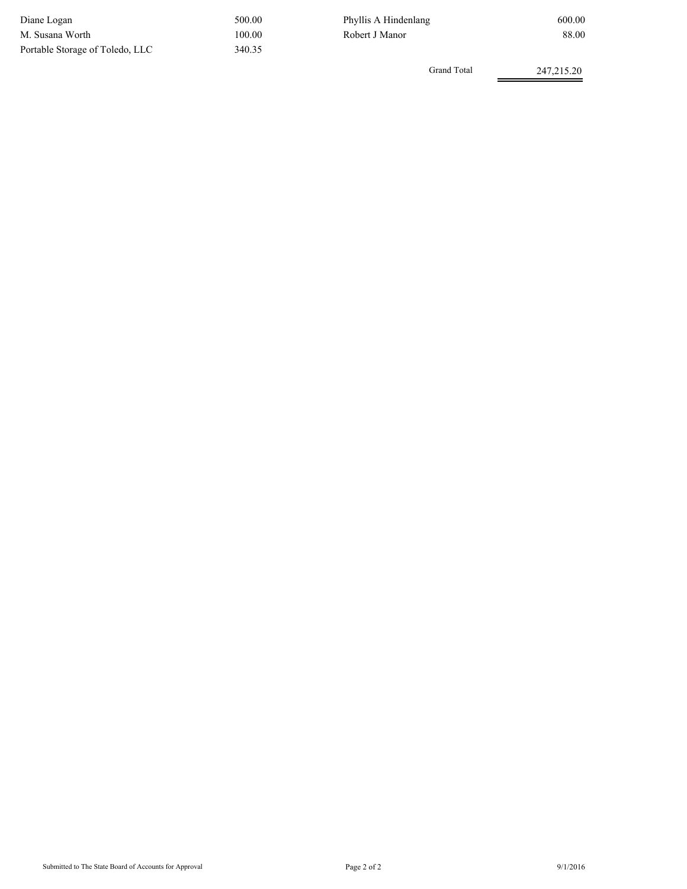| | | | |
|---|---|---|---|
| Diane Logan | 500.00 | Phyllis A Hindenlang | 600.00 |
| M. Susana Worth | 100.00 | Robert J Manor | 88.00 |
| Portable Storage of Toledo, LLC | 340.35 | | |
| | | Grand Total | 247,215.20 |

Submitted to The State Board of Accounts for Approval

9/1/2016